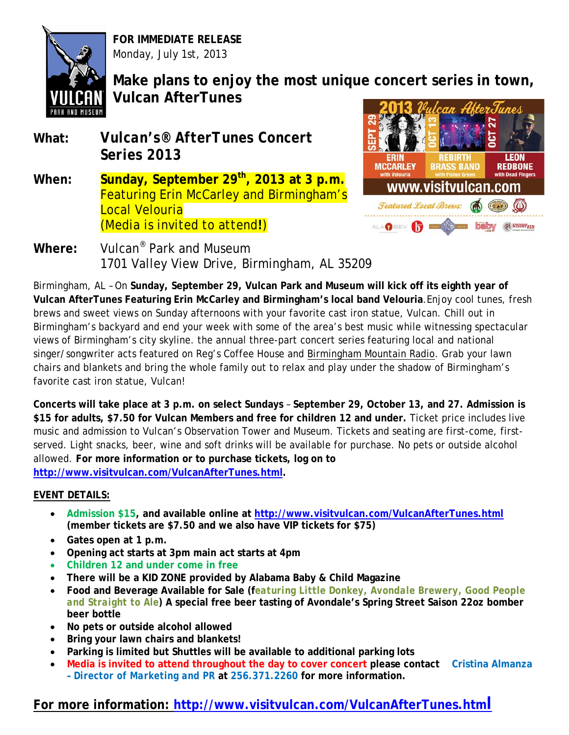**FOR IMMEDIATE RELEASE**
Monday, July 1st, 2013

# Make plans to enjoy the most unique concert series in town, Vulcan AfterTunes

**What:** ***Vulcan's® AfterTunes Concert Series 2013***

**When:** **Sunday, September 29th, 2013 at 3 p.m.**
Featuring Erin McCarley and Birmingham's Local Velouria
(Media is invited to attend**!**)

**Where:** Vulcan® Park and Museum
1701 Valley View Drive, Birmingham, AL 35209

Birmingham, AL – On **Sunday, September 29, Vulcan Park and Museum will kick off its eighth year of Vulcan AfterTunes Featuring Erin McCarley and Birmingham's local band Velouria**. Enjoy cool tunes, fresh brews and sweet views on Sunday afternoons with your favorite cast iron statue, Vulcan. Chill out in Birmingham's backyard and end your week with some of the area's best music while witnessing spectacular views of Birmingham's city skyline. the annual three-part concert series featuring local and national singer/songwriter acts featured on Reg's Coffee House and Birmingham Mountain Radio. Grab your lawn chairs and blankets and bring the whole family out to relax and play under the shadow of Birmingham's favorite cast iron statue, Vulcan!

**Concerts will take place at 3 p.m. on select Sundays** – **September 29, October 13, and 27. Admission is $15 for adults, $7.50 for Vulcan Members and free for children 12 and under.** Ticket price includes live music and admission to Vulcan's Observation Tower and Museum. Tickets and seating are first-come, first-served. Light snacks, beer, wine and soft drinks will be available for purchase. No pets or outside alcohol allowed. **For more information or to purchase tickets, log on to http://www.visitvulcan.com/VulcanAfterTunes.html.**

**EVENT DETAILS:**

- **Admission $15, and available online at http://www.visitvulcan.com/VulcanAfterTunes.html (member tickets are $7.50 and we also have VIP tickets for $75)**
- **Gates open at 1 p.m.**
- **Opening act starts at 3pm main act starts at 4pm**
- **Children 12 and under come in free**
- **There will be a KID ZONE provided by Alabama Baby & Child Magazine**
- **Food and Beverage Available for Sale (featuring Little Donkey, Avondale Brewery, Good People and Straight to Ale) A special free beer tasting of Avondale's Spring Street Saison 22oz bomber beer bottle**
- **No pets or outside alcohol allowed**
- **Bring your lawn chairs and blankets!**
- **Parking is limited but Shuttles will be available to additional parking lots**
- **Media is invited to attend throughout the day to cover concert please contact Cristina Almanza – Director of Marketing and PR at 256.371.2260 for more information.**

## For more information: http://www.visitvulcan.com/VulcanAfterTunes.html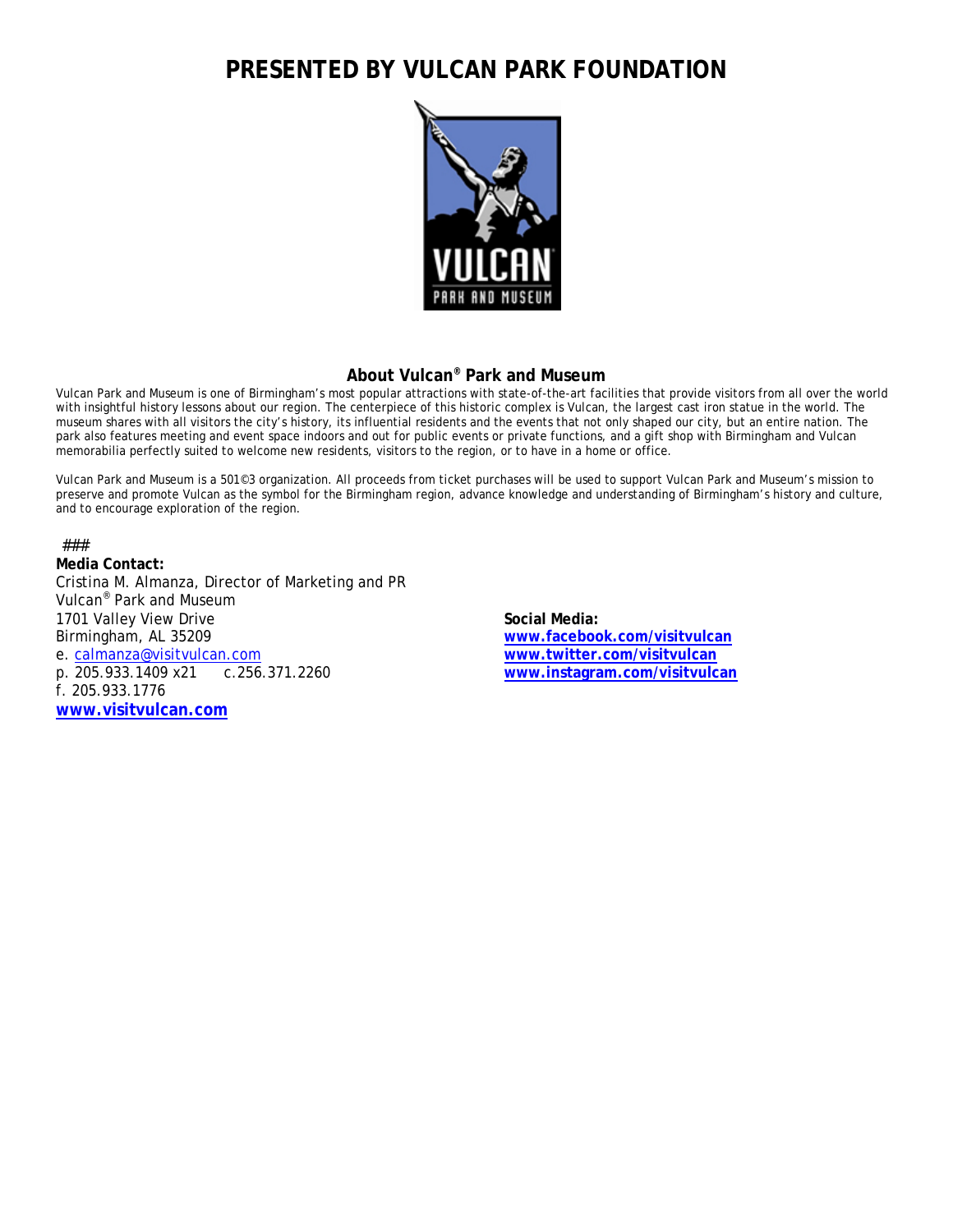# PRESENTED BY VULCAN PARK FOUNDATION

## About Vulcan® Park and Museum

Vulcan Park and Museum is one of Birmingham's most popular attractions with state-of-the-art facilities that provide visitors from all over the world with insightful history lessons about our region. The centerpiece of this historic complex is Vulcan, the largest cast iron statue in the world. The museum shares with all visitors the city's history, its influential residents and the events that not only shaped our city, but an entire nation. The park also features meeting and event space indoors and out for public events or private functions, and a gift shop with Birmingham and Vulcan memorabilia perfectly suited to welcome new residents, visitors to the region, or to have in a home or office.

Vulcan Park and Museum is a 501©3 organization. All proceeds from ticket purchases will be used to support Vulcan Park and Museum's mission to preserve and promote Vulcan as the symbol for the Birmingham region, advance knowledge and understanding of Birmingham's history and culture, and to encourage exploration of the region.

###

**Media Contact:**
Cristina M. Almanza, Director of Marketing and PR
Vulcan® Park and Museum
1701 Valley View Drive
Birmingham, AL 35209
e. calmanza@visitvulcan.com
p. 205.933.1409 x21 c.256.371.2260
f. 205.933.1776
**www.visitvulcan.com**

**Social Media:**
**www.facebook.com/visitvulcan**
**www.twitter.com/visitvulcan**
**www.instagram.com/visitvulcan**